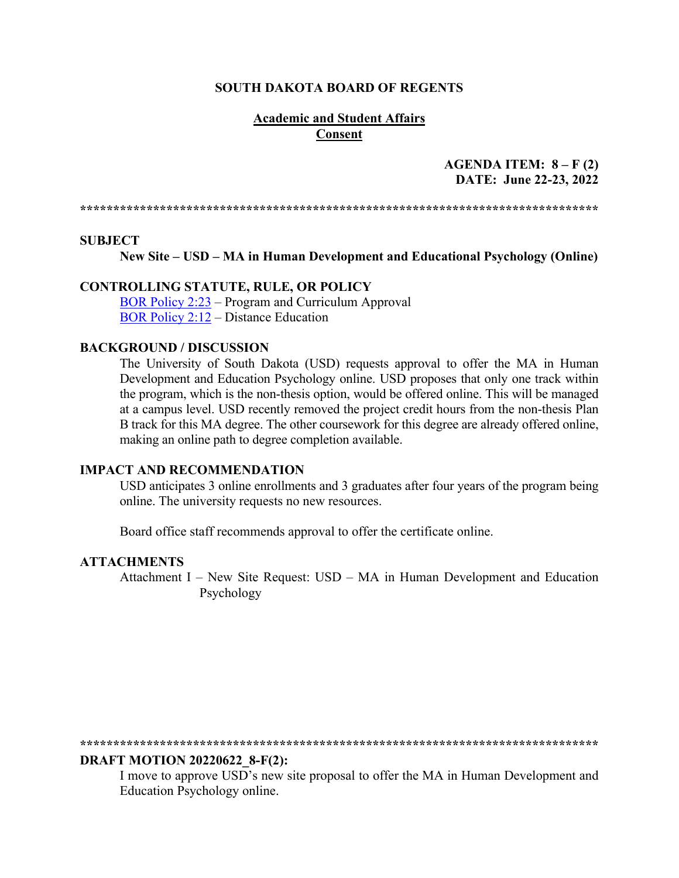**SOUTH DAKOTA BOARD OF REGENTS**

**Academic and Student Affairs**
**Consent**

**AGENDA ITEM: 8 – F (2)**
**DATE: June 22-23, 2022**

******************************************************************************

**SUBJECT**

**New Site – USD – MA in Human Development and Educational Psychology (Online)**

**CONTROLLING STATUTE, RULE, OR POLICY**

BOR Policy 2:23 – Program and Curriculum Approval
BOR Policy 2:12 – Distance Education

**BACKGROUND / DISCUSSION**

The University of South Dakota (USD) requests approval to offer the MA in Human Development and Education Psychology online. USD proposes that only one track within the program, which is the non-thesis option, would be offered online. This will be managed at a campus level. USD recently removed the project credit hours from the non-thesis Plan B track for this MA degree. The other coursework for this degree are already offered online, making an online path to degree completion available.

**IMPACT AND RECOMMENDATION**

USD anticipates 3 online enrollments and 3 graduates after four years of the program being online. The university requests no new resources.

Board office staff recommends approval to offer the certificate online.

**ATTACHMENTS**

Attachment I – New Site Request: USD – MA in Human Development and Education Psychology

******************************************************************************

**DRAFT MOTION 20220622_8-F(2):**

I move to approve USD's new site proposal to offer the MA in Human Development and Education Psychology online.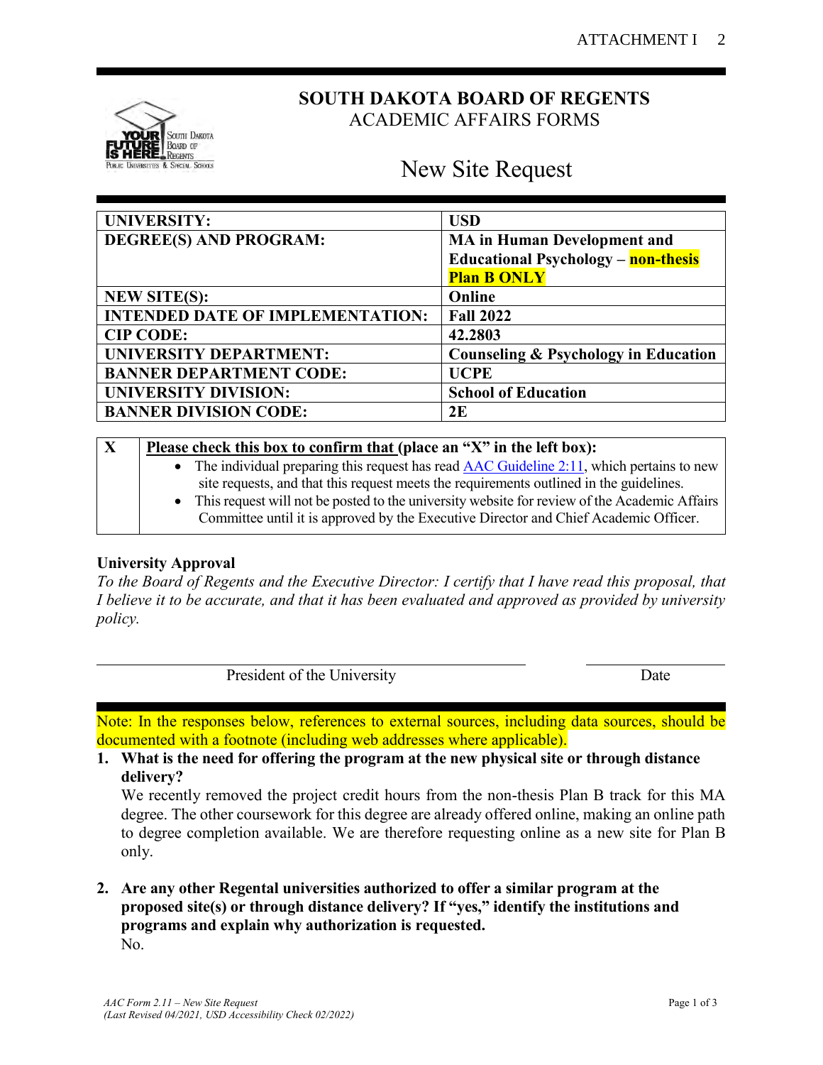# SOUTH DAKOTA BOARD OF REGENTS
## ACADEMIC AFFAIRS FORMS

## New Site Request

| | |
|---|---|
| **UNIVERSITY:** | **USD** |
| **DEGREE(S) AND PROGRAM:** | **MA in Human Development and Educational Psychology – non-thesis Plan B ONLY** |
| **NEW SITE(S):** | **Online** |
| **INTENDED DATE OF IMPLEMENTATION:** | **Fall 2022** |
| **CIP CODE:** | **42.2803** |
| **UNIVERSITY DEPARTMENT:** | **Counseling & Psychology in Education** |
| **BANNER DEPARTMENT CODE:** | **UCPE** |
| **UNIVERSITY DIVISION:** | **School of Education** |
| **BANNER DIVISION CODE:** | **2E** |

| | |
|---|---|
| **X** | **Please check this box to confirm that (place an "X" in the left box):** <br>• The individual preparing this request has read AAC Guideline 2:11, which pertains to new site requests, and that this request meets the requirements outlined in the guidelines. <br>• This request will not be posted to the university website for review of the Academic Affairs Committee until it is approved by the Executive Director and Chief Academic Officer. |

**University Approval**

*To the Board of Regents and the Executive Director: I certify that I have read this proposal, that I believe it to be accurate, and that it has been evaluated and approved as provided by university policy.*

President of the University &nbsp;&nbsp;&nbsp;&nbsp;&nbsp;&nbsp;&nbsp;&nbsp; Date

Note: In the responses below, references to external sources, including data sources, should be documented with a footnote (including web addresses where applicable).

1. **What is the need for offering the program at the new physical site or through distance delivery?**
   We recently removed the project credit hours from the non-thesis Plan B track for this MA degree. The other coursework for this degree are already offered online, making an online path to degree completion available. We are therefore requesting online as a new site for Plan B only.

2. **Are any other Regental universities authorized to offer a similar program at the proposed site(s) or through distance delivery? If "yes," identify the institutions and programs and explain why authorization is requested.**
   No.

*AAC Form 2.11 – New Site Request*
*(Last Revised 04/2021, USD Accessibility Check 02/2022)*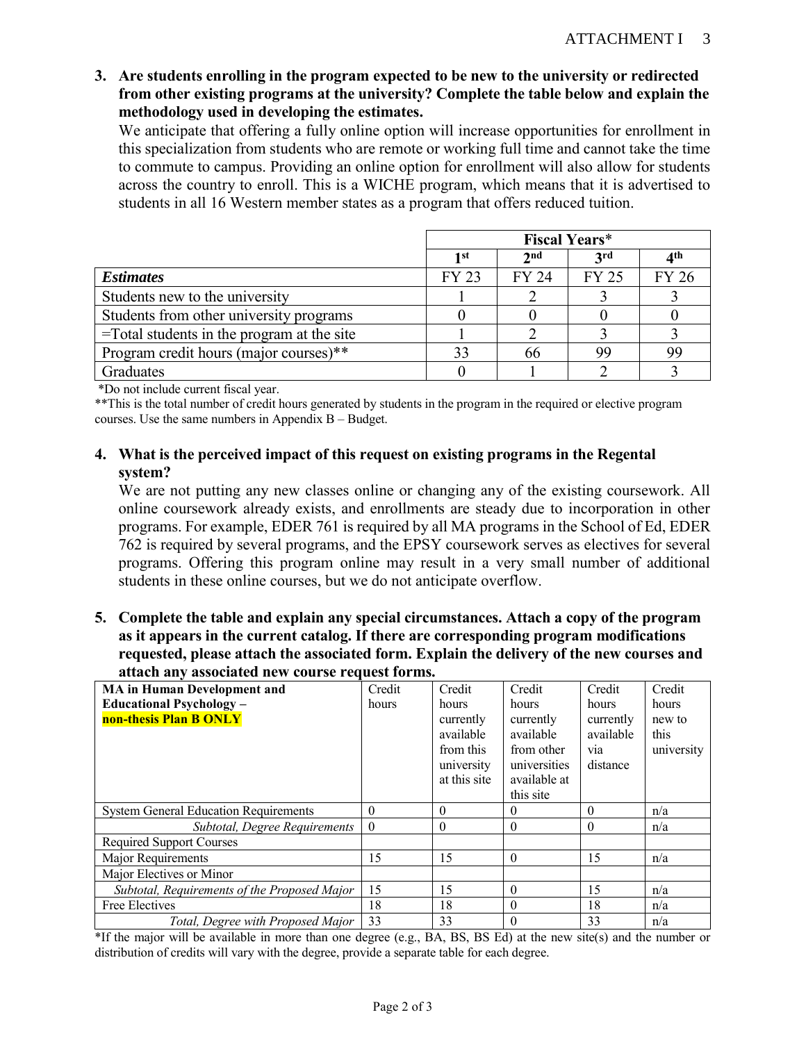**3. Are students enrolling in the program expected to be new to the university or redirected from other existing programs at the university? Complete the table below and explain the methodology used in developing the estimates.**

We anticipate that offering a fully online option will increase opportunities for enrollment in this specialization from students who are remote or working full time and cannot take the time to commute to campus. Providing an online option for enrollment will also allow for students across the country to enroll. This is a WICHE program, which means that it is advertised to students in all 16 Western member states as a program that offers reduced tuition.

| | Fiscal Years* | | | |
|---|---|---|---|---|
| | 1st | 2nd | 3rd | 4th |
| ***Estimates*** | FY 23 | FY 24 | FY 25 | FY 26 |
| Students new to the university | 1 | 2 | 3 | 3 |
| Students from other university programs | 0 | 0 | 0 | 0 |
| =Total students in the program at the site | 1 | 2 | 3 | 3 |
| Program credit hours (major courses)** | 33 | 66 | 99 | 99 |
| Graduates | 0 | 1 | 2 | 3 |

*Do not include current fiscal year.

**This is the total number of credit hours generated by students in the program in the required or elective program courses. Use the same numbers in Appendix B – Budget.

**4. What is the perceived impact of this request on existing programs in the Regental system?**

We are not putting any new classes online or changing any of the existing coursework. All online coursework already exists, and enrollments are steady due to incorporation in other programs. For example, EDER 761 is required by all MA programs in the School of Ed, EDER 762 is required by several programs, and the EPSY coursework serves as electives for several programs. Offering this program online may result in a very small number of additional students in these online courses, but we do not anticipate overflow.

**5. Complete the table and explain any special circumstances. Attach a copy of the program as it appears in the current catalog. If there are corresponding program modifications requested, please attach the associated form. Explain the delivery of the new courses and attach any associated new course request forms.**

| **MA in Human Development and Educational Psychology – non-thesis Plan B ONLY** | Credit hours | Credit hours currently available from this university at this site | Credit hours currently available from other universities available at this site | Credit hours currently available via distance | Credit hours new to this university |
|---|---|---|---|---|---|
| System General Education Requirements | 0 | 0 | 0 | 0 | n/a |
| *Subtotal, Degree Requirements* | 0 | 0 | 0 | 0 | n/a |
| Required Support Courses | | | | | |
| Major Requirements | 15 | 15 | 0 | 15 | n/a |
| Major Electives or Minor | | | | | |
| *Subtotal, Requirements of the Proposed Major* | 15 | 15 | 0 | 15 | n/a |
| Free Electives | 18 | 18 | 0 | 18 | n/a |
| *Total, Degree with Proposed Major* | 33 | 33 | 0 | 33 | n/a |

*If the major will be available in more than one degree (e.g., BA, BS, BS Ed) at the new site(s) and the number or distribution of credits will vary with the degree, provide a separate table for each degree.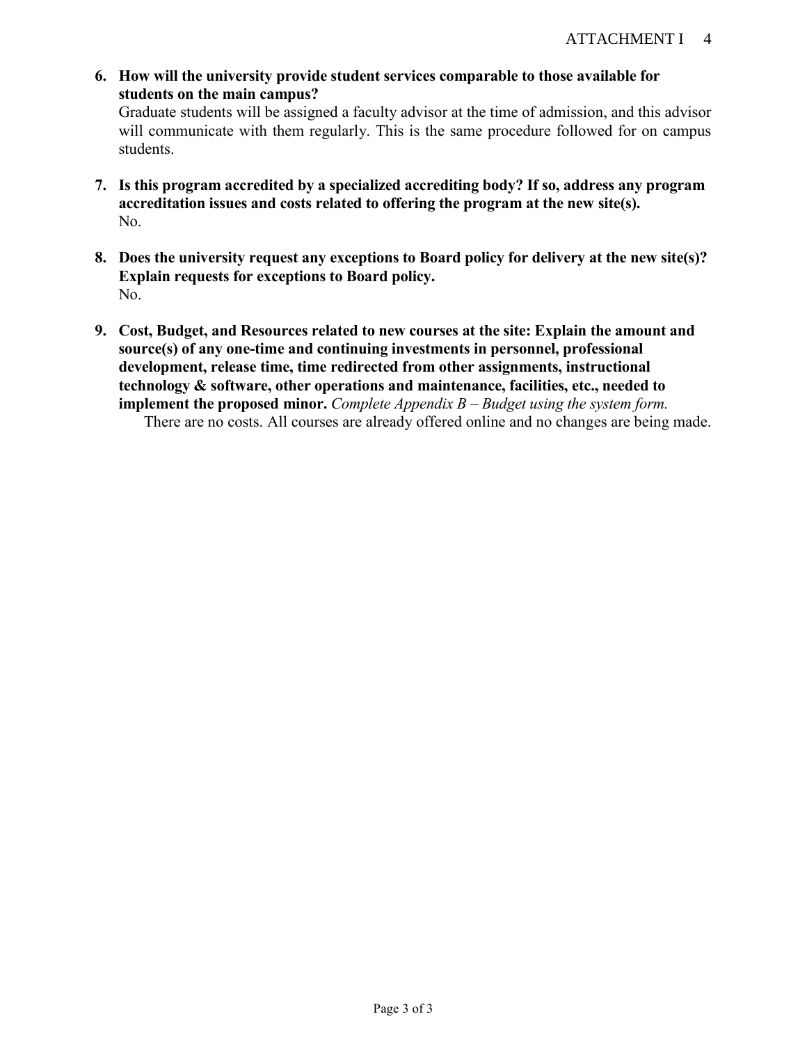**6. How will the university provide student services comparable to those available for students on the main campus?**

Graduate students will be assigned a faculty advisor at the time of admission, and this advisor will communicate with them regularly. This is the same procedure followed for on campus students.

**7. Is this program accredited by a specialized accrediting body? If so, address any program accreditation issues and costs related to offering the program at the new site(s).**

No.

**8. Does the university request any exceptions to Board policy for delivery at the new site(s)? Explain requests for exceptions to Board policy.**

No.

**9. Cost, Budget, and Resources related to new courses at the site: Explain the amount and source(s) of any one-time and continuing investments in personnel, professional development, release time, time redirected from other assignments, instructional technology & software, other operations and maintenance, facilities, etc., needed to implement the proposed minor.** *Complete Appendix B – Budget using the system form.*

There are no costs. All courses are already offered online and no changes are being made.